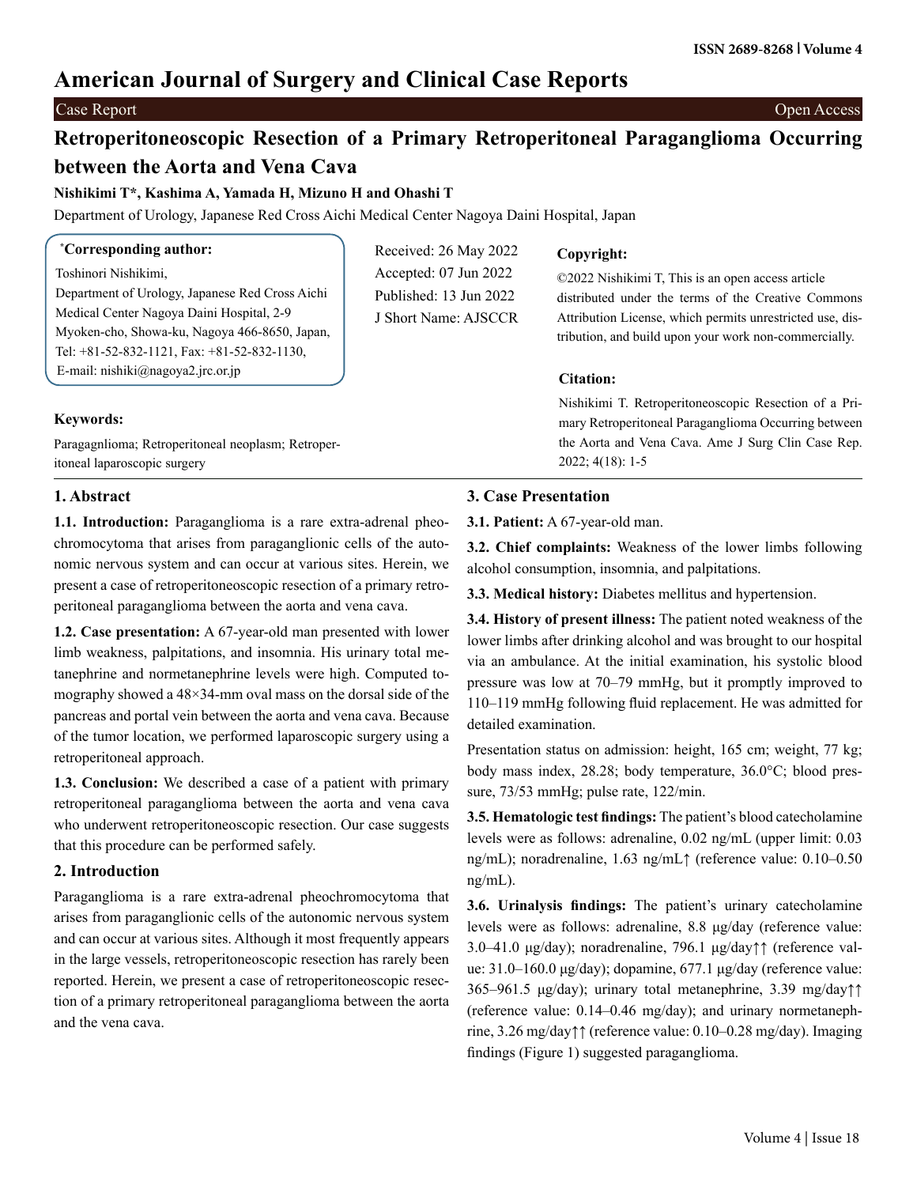# American Journal of Surgery and Clinical Case Reports

Case Report | Open Access

## Retroperitoneoscopic Resection of a Primary Retroperitoneal Paraganglioma Occurring between the Aorta and Vena Cava

**Nishikimi T*, Kashima A, Yamada H, Mizuno H and Ohashi T**

Department of Urology, Japanese Red Cross Aichi Medical Center Nagoya Daini Hospital, Japan

**\*Corresponding author:**

Toshinori Nishikimi,
Department of Urology, Japanese Red Cross Aichi Medical Center Nagoya Daini Hospital, 2-9 Myoken-cho, Showa-ku, Nagoya 466-8650, Japan,
Tel: +81-52-832-1121, Fax: +81-52-832-1130,
E-mail: nishiki@nagoya2.jrc.or.jp

Received: 26 May 2022
Accepted: 07 Jun 2022
Published: 13 Jun 2022
J Short Name: AJSCCR

**Copyright:**

©2022 Nishikimi T, This is an open access article distributed under the terms of the Creative Commons Attribution License, which permits unrestricted use, distribution, and build upon your work non-commercially.

**Citation:**

Nishikimi T. Retroperitoneoscopic Resection of a Primary Retroperitoneal Paraganglioma Occurring between the Aorta and Vena Cava. Ame J Surg Clin Case Rep. 2022; 4(18): 1-5

**Keywords:**

Paragagnlioma; Retroperitoneal neoplasm; Retroperitoneal laparoscopic surgery

### 1. Abstract

**1.1. Introduction:** Paraganglioma is a rare extra-adrenal pheochromocytoma that arises from paraganglionic cells of the autonomic nervous system and can occur at various sites. Herein, we present a case of retroperitoneoscopic resection of a primary retroperitoneal paraganglioma between the aorta and vena cava.

**1.2. Case presentation:** A 67-year-old man presented with lower limb weakness, palpitations, and insomnia. His urinary total metanephrine and normetanephrine levels were high. Computed tomography showed a 48×34-mm oval mass on the dorsal side of the pancreas and portal vein between the aorta and vena cava. Because of the tumor location, we performed laparoscopic surgery using a retroperitoneal approach.

**1.3. Conclusion:** We described a case of a patient with primary retroperitoneal paraganglioma between the aorta and vena cava who underwent retroperitoneoscopic resection. Our case suggests that this procedure can be performed safely.

### 2. Introduction

Paraganglioma is a rare extra-adrenal pheochromocytoma that arises from paraganglionic cells of the autonomic nervous system and can occur at various sites. Although it most frequently appears in the large vessels, retroperitoneoscopic resection has rarely been reported. Herein, we present a case of retroperitoneoscopic resection of a primary retroperitoneal paraganglioma between the aorta and the vena cava.

### 3. Case Presentation

**3.1. Patient:** A 67-year-old man.

**3.2. Chief complaints:** Weakness of the lower limbs following alcohol consumption, insomnia, and palpitations.

**3.3. Medical history:** Diabetes mellitus and hypertension.

**3.4. History of present illness:** The patient noted weakness of the lower limbs after drinking alcohol and was brought to our hospital via an ambulance. At the initial examination, his systolic blood pressure was low at 70–79 mmHg, but it promptly improved to 110–119 mmHg following fluid replacement. He was admitted for detailed examination.

Presentation status on admission: height, 165 cm; weight, 77 kg; body mass index, 28.28; body temperature, 36.0°C; blood pressure, 73/53 mmHg; pulse rate, 122/min.

**3.5. Hematologic test findings:** The patient's blood catecholamine levels were as follows: adrenaline, 0.02 ng/mL (upper limit: 0.03 ng/mL); noradrenaline, 1.63 ng/mL↑ (reference value: 0.10–0.50 ng/mL).

**3.6. Urinalysis findings:** The patient's urinary catecholamine levels were as follows: adrenaline, 8.8 μg/day (reference value: 3.0–41.0 μg/day); noradrenaline, 796.1 μg/day↑↑ (reference value: 31.0–160.0 μg/day); dopamine, 677.1 μg/day (reference value: 365–961.5 μg/day); urinary total metanephrine, 3.39 mg/day↑↑ (reference value: 0.14–0.46 mg/day); and urinary normetanephrine, 3.26 mg/day↑↑ (reference value: 0.10–0.28 mg/day). Imaging findings (Figure 1) suggested paraganglioma.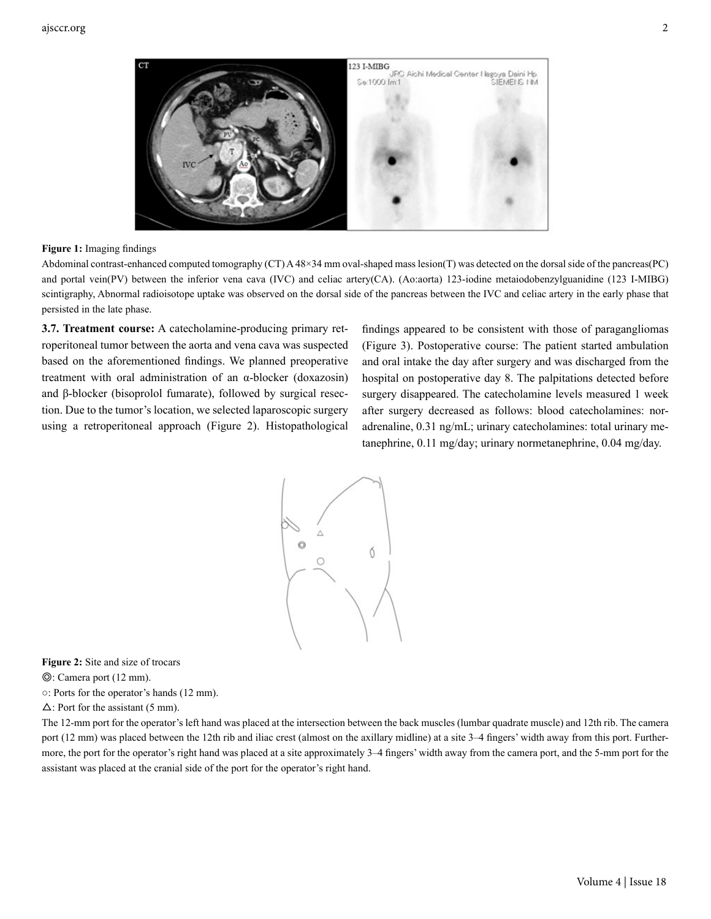**Figure 1:** Imaging findings

Abdominal contrast-enhanced computed tomography (CT) A 48×34 mm oval-shaped mass lesion(T) was detected on the dorsal side of the pancreas(PC) and portal vein(PV) between the inferior vena cava (IVC) and celiac artery(CA). (Ao:aorta) 123-iodine metaiodobenzylguanidine (123 I-MIBG) scintigraphy, Abnormal radioisotope uptake was observed on the dorsal side of the pancreas between the IVC and celiac artery in the early phase that persisted in the late phase.

**3.7. Treatment course:** A catecholamine-producing primary retroperitoneal tumor between the aorta and vena cava was suspected based on the aforementioned findings. We planned preoperative treatment with oral administration of an α-blocker (doxazosin) and β-blocker (bisoprolol fumarate), followed by surgical resection. Due to the tumor's location, we selected laparoscopic surgery using a retroperitoneal approach (Figure 2). Histopathological findings appeared to be consistent with those of paragangliomas (Figure 3). Postoperative course: The patient started ambulation and oral intake the day after surgery and was discharged from the hospital on postoperative day 8. The palpitations detected before surgery disappeared. The catecholamine levels measured 1 week after surgery decreased as follows: blood catecholamines: noradrenaline, 0.31 ng/mL; urinary catecholamines: total urinary metanephrine, 0.11 mg/day; urinary normetanephrine, 0.04 mg/day.

**Figure 2:** Site and size of trocars

◎: Camera port (12 mm).

○: Ports for the operator's hands (12 mm).

△: Port for the assistant (5 mm).

The 12-mm port for the operator's left hand was placed at the intersection between the back muscles (lumbar quadrate muscle) and 12th rib. The camera port (12 mm) was placed between the 12th rib and iliac crest (almost on the axillary midline) at a site 3–4 fingers' width away from this port. Furthermore, the port for the operator's right hand was placed at a site approximately 3–4 fingers' width away from the camera port, and the 5-mm port for the assistant was placed at the cranial side of the port for the operator's right hand.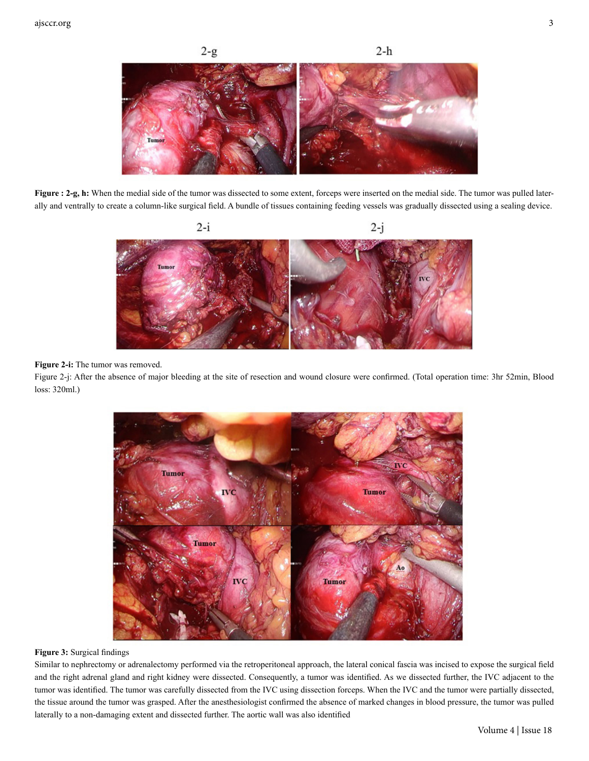**Figure : 2-g, h:** When the medial side of the tumor was dissected to some extent, forceps were inserted on the medial side. The tumor was pulled laterally and ventrally to create a column-like surgical field. A bundle of tissues containing feeding vessels was gradually dissected using a sealing device.

**Figure 2-i:** The tumor was removed.

Figure 2-j: After the absence of major bleeding at the site of resection and wound closure were confirmed. (Total operation time: 3hr 52min, Blood loss: 320ml.)

**Figure 3:** Surgical findings

Similar to nephrectomy or adrenalectomy performed via the retroperitoneal approach, the lateral conical fascia was incised to expose the surgical field and the right adrenal gland and right kidney were dissected. Consequently, a tumor was identified. As we dissected further, the IVC adjacent to the tumor was identified. The tumor was carefully dissected from the IVC using dissection forceps. When the IVC and the tumor were partially dissected, the tissue around the tumor was grasped. After the anesthesiologist confirmed the absence of marked changes in blood pressure, the tumor was pulled laterally to a non-damaging extent and dissected further. The aortic wall was also identified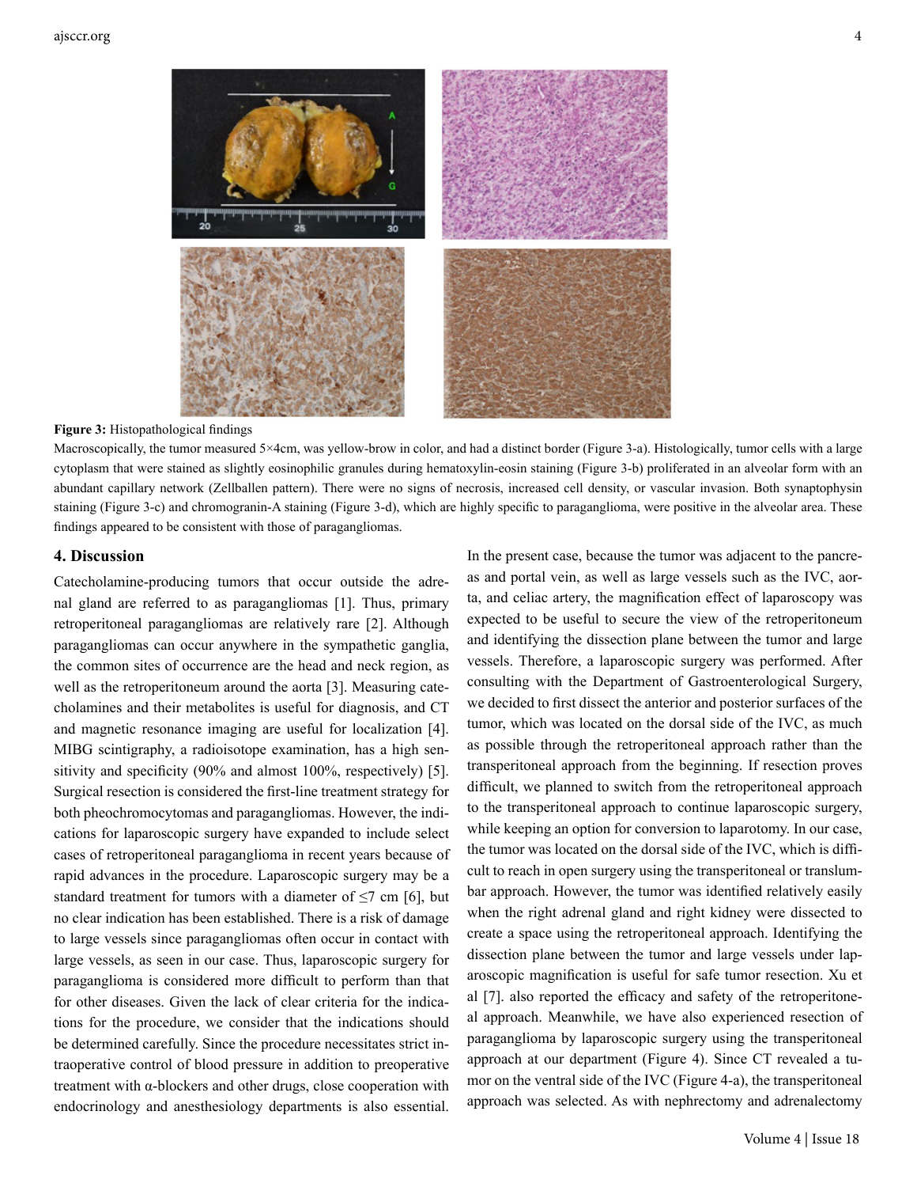**Figure 3:** Histopathological findings

Macroscopically, the tumor measured 5×4cm, was yellow-brow in color, and had a distinct border (Figure 3-a). Histologically, tumor cells with a large cytoplasm that were stained as slightly eosinophilic granules during hematoxylin-eosin staining (Figure 3-b) proliferated in an alveolar form with an abundant capillary network (Zellballen pattern). There were no signs of necrosis, increased cell density, or vascular invasion. Both synaptophysin staining (Figure 3-c) and chromogranin-A staining (Figure 3-d), which are highly specific to paraganglioma, were positive in the alveolar area. These findings appeared to be consistent with those of paragangliomas.

## 4. Discussion

Catecholamine-producing tumors that occur outside the adrenal gland are referred to as paragangliomas [1]. Thus, primary retroperitoneal paragangliomas are relatively rare [2]. Although paragangliomas can occur anywhere in the sympathetic ganglia, the common sites of occurrence are the head and neck region, as well as the retroperitoneum around the aorta [3]. Measuring catecholamines and their metabolites is useful for diagnosis, and CT and magnetic resonance imaging are useful for localization [4]. MIBG scintigraphy, a radioisotope examination, has a high sensitivity and specificity (90% and almost 100%, respectively) [5]. Surgical resection is considered the first-line treatment strategy for both pheochromocytomas and paragangliomas. However, the indications for laparoscopic surgery have expanded to include select cases of retroperitoneal paraganglioma in recent years because of rapid advances in the procedure. Laparoscopic surgery may be a standard treatment for tumors with a diameter of ≤7 cm [6], but no clear indication has been established. There is a risk of damage to large vessels since paragangliomas often occur in contact with large vessels, as seen in our case. Thus, laparoscopic surgery for paraganglioma is considered more difficult to perform than that for other diseases. Given the lack of clear criteria for the indications for the procedure, we consider that the indications should be determined carefully. Since the procedure necessitates strict intraoperative control of blood pressure in addition to preoperative treatment with α-blockers and other drugs, close cooperation with endocrinology and anesthesiology departments is also essential.

In the present case, because the tumor was adjacent to the pancreas and portal vein, as well as large vessels such as the IVC, aorta, and celiac artery, the magnification effect of laparoscopy was expected to be useful to secure the view of the retroperitoneum and identifying the dissection plane between the tumor and large vessels. Therefore, a laparoscopic surgery was performed. After consulting with the Department of Gastroenterological Surgery, we decided to first dissect the anterior and posterior surfaces of the tumor, which was located on the dorsal side of the IVC, as much as possible through the retroperitoneal approach rather than the transperitoneal approach from the beginning. If resection proves difficult, we planned to switch from the retroperitoneal approach to the transperitoneal approach to continue laparoscopic surgery, while keeping an option for conversion to laparotomy. In our case, the tumor was located on the dorsal side of the IVC, which is difficult to reach in open surgery using the transperitoneal or translumbar approach. However, the tumor was identified relatively easily when the right adrenal gland and right kidney were dissected to create a space using the retroperitoneal approach. Identifying the dissection plane between the tumor and large vessels under laparoscopic magnification is useful for safe tumor resection. Xu et al [7]. also reported the efficacy and safety of the retroperitoneal approach. Meanwhile, we have also experienced resection of paraganglioma by laparoscopic surgery using the transperitoneal approach at our department (Figure 4). Since CT revealed a tumor on the ventral side of the IVC (Figure 4-a), the transperitoneal approach was selected. As with nephrectomy and adrenalectomy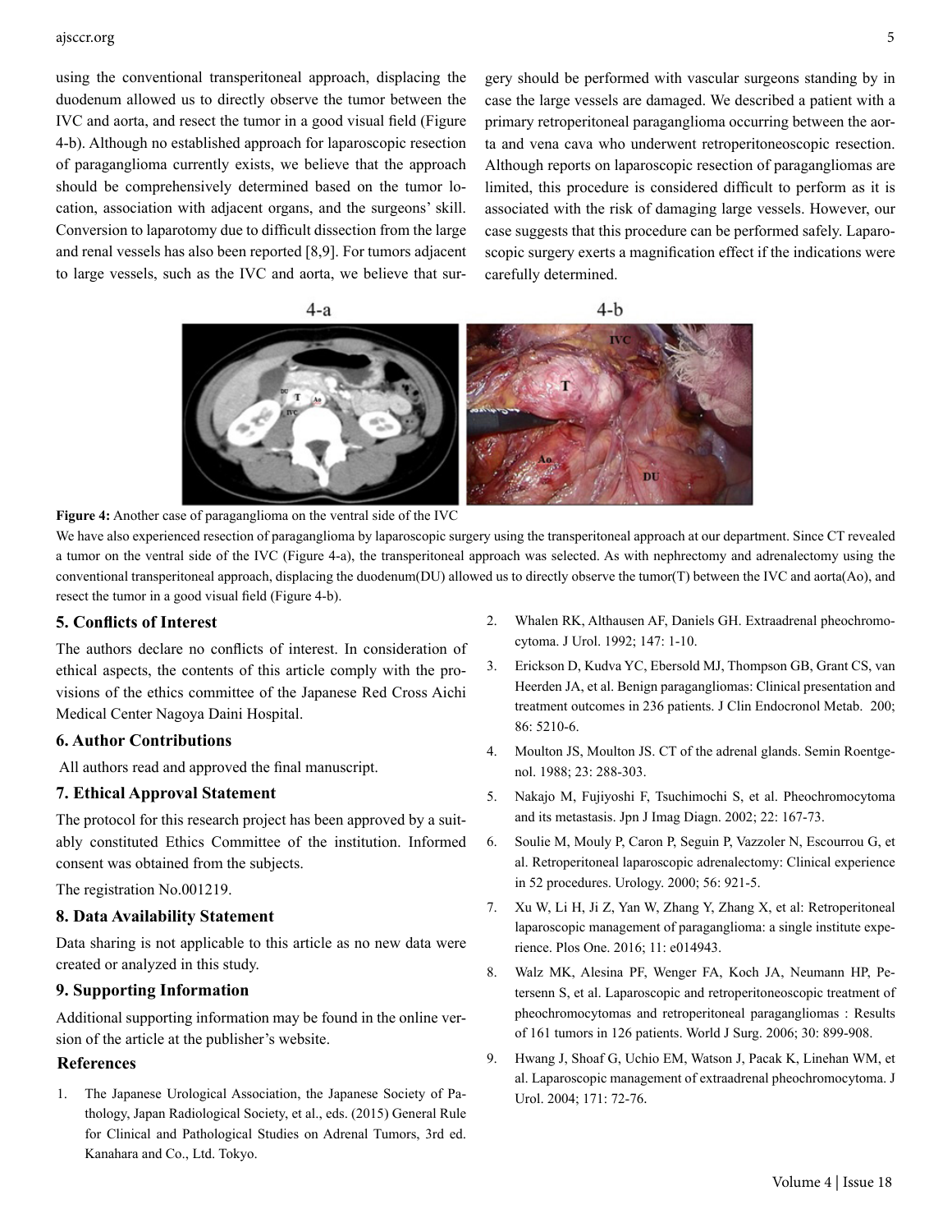using the conventional transperitoneal approach, displacing the duodenum allowed us to directly observe the tumor between the IVC and aorta, and resect the tumor in a good visual field (Figure 4-b). Although no established approach for laparoscopic resection of paraganglioma currently exists, we believe that the approach should be comprehensively determined based on the tumor location, association with adjacent organs, and the surgeons' skill. Conversion to laparotomy due to difficult dissection from the large and renal vessels has also been reported [8,9]. For tumors adjacent to large vessels, such as the IVC and aorta, we believe that surgery should be performed with vascular surgeons standing by in case the large vessels are damaged. We described a patient with a primary retroperitoneal paraganglioma occurring between the aorta and vena cava who underwent retroperitoneoscopic resection. Although reports on laparoscopic resection of paragangliomas are limited, this procedure is considered difficult to perform as it is associated with the risk of damaging large vessels. However, our case suggests that this procedure can be performed safely. Laparoscopic surgery exerts a magnification effect if the indications were carefully determined.

4-a

4-b

**Figure 4:** Another case of paraganglioma on the ventral side of the IVC

We have also experienced resection of paraganglioma by laparoscopic surgery using the transperitoneal approach at our department. Since CT revealed a tumor on the ventral side of the IVC (Figure 4-a), the transperitoneal approach was selected. As with nephrectomy and adrenalectomy using the conventional transperitoneal approach, displacing the duodenum(DU) allowed us to directly observe the tumor(T) between the IVC and aorta(Ao), and resect the tumor in a good visual field (Figure 4-b).

## 5. Conflicts of Interest

The authors declare no conflicts of interest. In consideration of ethical aspects, the contents of this article comply with the provisions of the ethics committee of the Japanese Red Cross Aichi Medical Center Nagoya Daini Hospital.

## 6. Author Contributions

All authors read and approved the final manuscript.

## 7. Ethical Approval Statement

The protocol for this research project has been approved by a suitably constituted Ethics Committee of the institution. Informed consent was obtained from the subjects.

The registration No.001219.

## 8. Data Availability Statement

Data sharing is not applicable to this article as no new data were created or analyzed in this study.

## 9. Supporting Information

Additional supporting information may be found in the online version of the article at the publisher's website.

## References

1. The Japanese Urological Association, the Japanese Society of Pathology, Japan Radiological Society, et al., eds. (2015) General Rule for Clinical and Pathological Studies on Adrenal Tumors, 3rd ed. Kanahara and Co., Ltd. Tokyo.
2. Whalen RK, Althausen AF, Daniels GH. Extraadrenal pheochromocytoma. J Urol. 1992; 147: 1-10.
3. Erickson D, Kudva YC, Ebersold MJ, Thompson GB, Grant CS, van Heerden JA, et al. Benign paragangliomas: Clinical presentation and treatment outcomes in 236 patients. J Clin Endocronol Metab. 200; 86: 5210-6.
4. Moulton JS, Moulton JS. CT of the adrenal glands. Semin Roentgenol. 1988; 23: 288-303.
5. Nakajo M, Fujiyoshi F, Tsuchimochi S, et al. Pheochromocytoma and its metastasis. Jpn J Imag Diagn. 2002; 22: 167-73.
6. Soulie M, Mouly P, Caron P, Seguin P, Vazzoler N, Escourrou G, et al. Retroperitoneal laparoscopic adrenalectomy: Clinical experience in 52 procedures. Urology. 2000; 56: 921-5.
7. Xu W, Li H, Ji Z, Yan W, Zhang Y, Zhang X, et al: Retroperitoneal laparoscopic management of paraganglioma: a single institute experience. Plos One. 2016; 11: e014943.
8. Walz MK, Alesina PF, Wenger FA, Koch JA, Neumann HP, Petersenn S, et al. Laparoscopic and retroperitoneoscopic treatment of pheochromocytomas and retroperitoneal paragangliomas : Results of 161 tumors in 126 patients. World J Surg. 2006; 30: 899-908.
9. Hwang J, Shoaf G, Uchio EM, Watson J, Pacak K, Linehan WM, et al. Laparoscopic management of extraadrenal pheochromocytoma. J Urol. 2004; 171: 72-76.